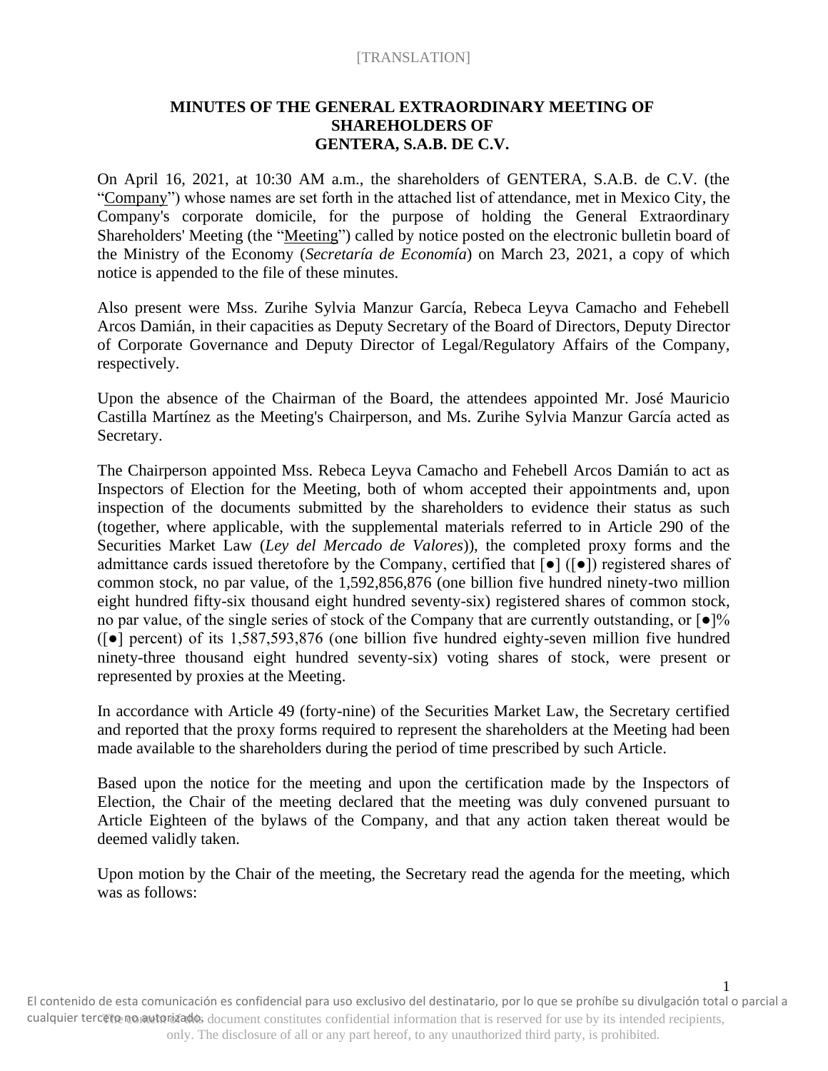[TRANSLATION]

**MINUTES OF THE GENERAL EXTRAORDINARY MEETING OF SHAREHOLDERS OF GENTERA, S.A.B. DE C.V.**

On April 16, 2021, at 10:30 AM a.m., the shareholders of GENTERA, S.A.B. de C.V. (the "Company") whose names are set forth in the attached list of attendance, met in Mexico City, the Company's corporate domicile, for the purpose of holding the General Extraordinary Shareholders' Meeting (the "Meeting") called by notice posted on the electronic bulletin board of the Ministry of the Economy (*Secretaría de Economía*) on March 23, 2021, a copy of which notice is appended to the file of these minutes.

Also present were Mss. Zurihe Sylvia Manzur García, Rebeca Leyva Camacho and Fehebell Arcos Damián, in their capacities as Deputy Secretary of the Board of Directors, Deputy Director of Corporate Governance and Deputy Director of Legal/Regulatory Affairs of the Company, respectively.

Upon the absence of the Chairman of the Board, the attendees appointed Mr. José Mauricio Castilla Martínez as the Meeting's Chairperson, and Ms. Zurihe Sylvia Manzur García acted as Secretary.

The Chairperson appointed Mss. Rebeca Leyva Camacho and Fehebell Arcos Damián to act as Inspectors of Election for the Meeting, both of whom accepted their appointments and, upon inspection of the documents submitted by the shareholders to evidence their status as such (together, where applicable, with the supplemental materials referred to in Article 290 of the Securities Market Law (*Ley del Mercado de Valores*)), the completed proxy forms and the admittance cards issued theretofore by the Company, certified that [●] ([●]) registered shares of common stock, no par value, of the 1,592,856,876 (one billion five hundred ninety-two million eight hundred fifty-six thousand eight hundred seventy-six) registered shares of common stock, no par value, of the single series of stock of the Company that are currently outstanding, or [●]% ([●] percent) of its 1,587,593,876 (one billion five hundred eighty-seven million five hundred ninety-three thousand eight hundred seventy-six) voting shares of stock, were present or represented by proxies at the Meeting.

In accordance with Article 49 (forty-nine) of the Securities Market Law, the Secretary certified and reported that the proxy forms required to represent the shareholders at the Meeting had been made available to the shareholders during the period of time prescribed by such Article.

Based upon the notice for the meeting and upon the certification made by the Inspectors of Election, the Chair of the meeting declared that the meeting was duly convened pursuant to Article Eighteen of the bylaws of the Company, and that any action taken thereat would be deemed validly taken.

Upon motion by the Chair of the meeting, the Secretary read the agenda for the meeting, which was as follows:

El contenido de esta comunicación es confidencial para uso exclusivo del destinatario, por lo que se prohíbe su divulgación total o parcial a cualquier tercero no autorizado.

The content of this document constitutes confidential information that is reserved for use by its intended recipients, only. The disclosure of all or any part hereof, to any unauthorized third party, is prohibited.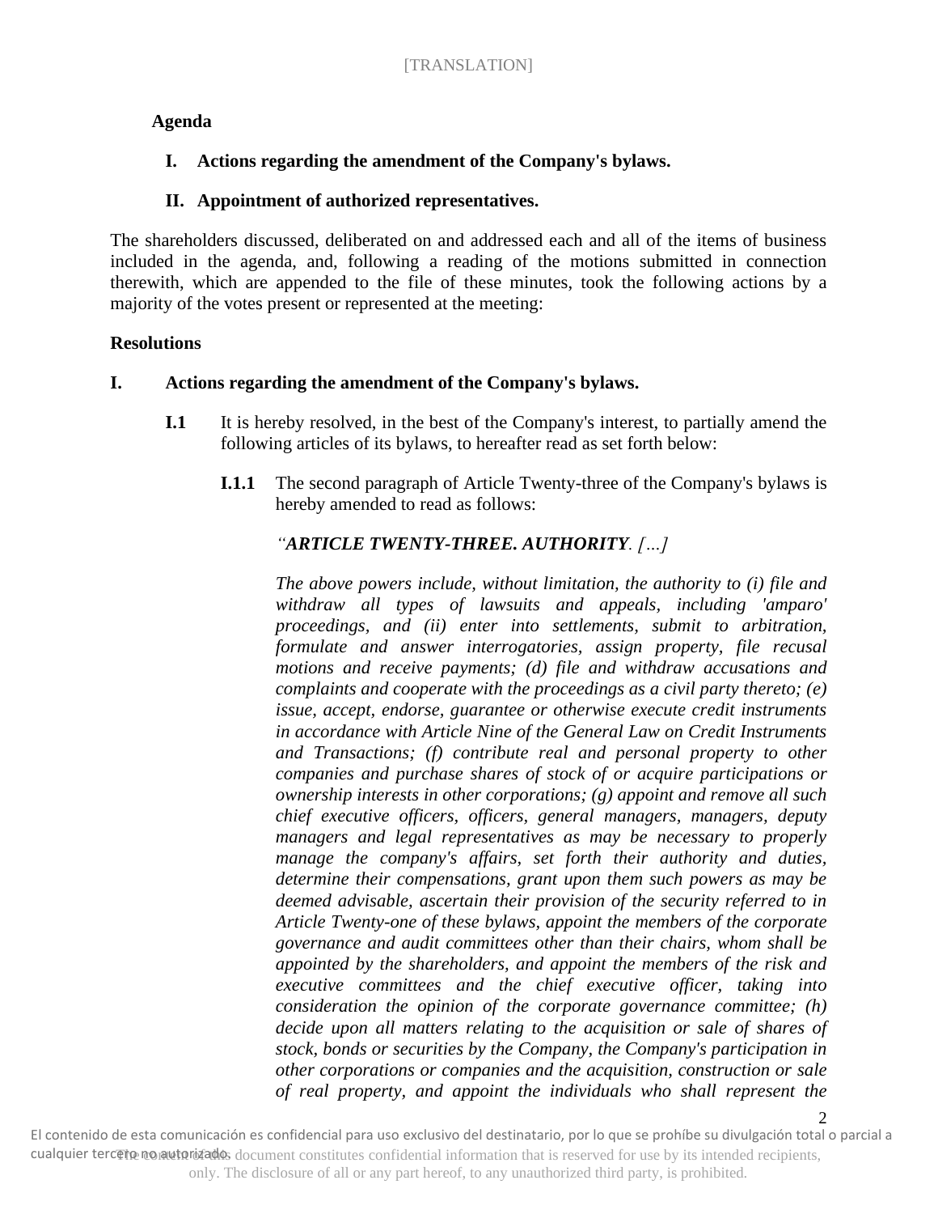**Agenda**

**I. Actions regarding the amendment of the Company's bylaws.**

**II. Appointment of authorized representatives.**

The shareholders discussed, deliberated on and addressed each and all of the items of business included in the agenda, and, following a reading of the motions submitted in connection therewith, which are appended to the file of these minutes, took the following actions by a majority of the votes present or represented at the meeting:

**Resolutions**

**I. Actions regarding the amendment of the Company's bylaws.**

**I.1** It is hereby resolved, in the best of the Company's interest, to partially amend the following articles of its bylaws, to hereafter read as set forth below:

**I.1.1** The second paragraph of Article Twenty-three of the Company's bylaws is hereby amended to read as follows:

*"**ARTICLE TWENTY-THREE. AUTHORITY**. […]*

*The above powers include, without limitation, the authority to (i) file and withdraw all types of lawsuits and appeals, including 'amparo' proceedings, and (ii) enter into settlements, submit to arbitration, formulate and answer interrogatories, assign property, file recusal motions and receive payments; (d) file and withdraw accusations and complaints and cooperate with the proceedings as a civil party thereto; (e) issue, accept, endorse, guarantee or otherwise execute credit instruments in accordance with Article Nine of the General Law on Credit Instruments and Transactions; (f) contribute real and personal property to other companies and purchase shares of stock of or acquire participations or ownership interests in other corporations; (g) appoint and remove all such chief executive officers, officers, general managers, managers, deputy managers and legal representatives as may be necessary to properly manage the company's affairs, set forth their authority and duties, determine their compensations, grant upon them such powers as may be deemed advisable, ascertain their provision of the security referred to in Article Twenty-one of these bylaws, appoint the members of the corporate governance and audit committees other than their chairs, whom shall be appointed by the shareholders, and appoint the members of the risk and executive committees and the chief executive officer, taking into consideration the opinion of the corporate governance committee; (h) decide upon all matters relating to the acquisition or sale of shares of stock, bonds or securities by the Company, the Company's participation in other corporations or companies and the acquisition, construction or sale of real property, and appoint the individuals who shall represent the*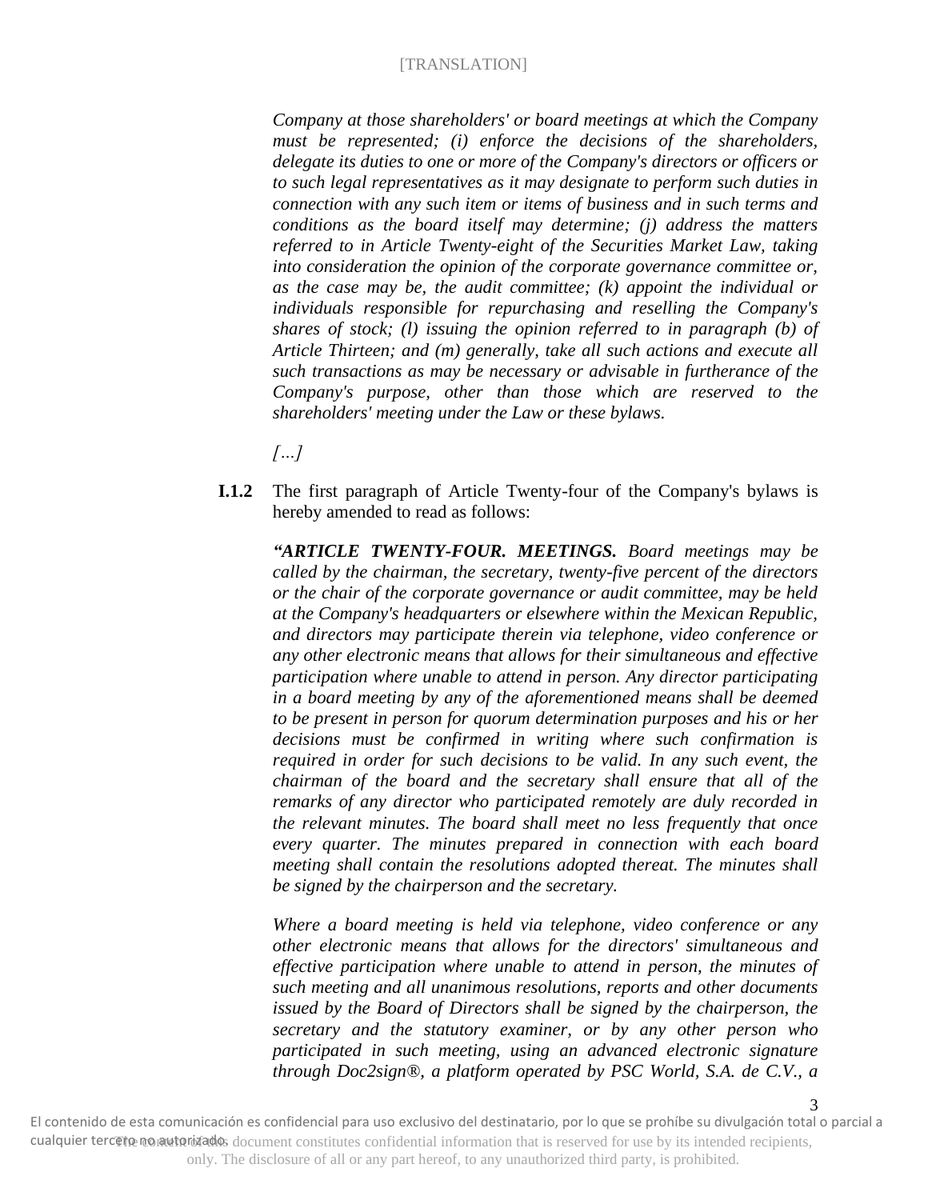*Company at those shareholders' or board meetings at which the Company must be represented; (i) enforce the decisions of the shareholders, delegate its duties to one or more of the Company's directors or officers or to such legal representatives as it may designate to perform such duties in connection with any such item or items of business and in such terms and conditions as the board itself may determine; (j) address the matters referred to in Article Twenty-eight of the Securities Market Law, taking into consideration the opinion of the corporate governance committee or, as the case may be, the audit committee; (k) appoint the individual or individuals responsible for repurchasing and reselling the Company's shares of stock; (l) issuing the opinion referred to in paragraph (b) of Article Thirteen; and (m) generally, take all such actions and execute all such transactions as may be necessary or advisable in furtherance of the Company's purpose, other than those which are reserved to the shareholders' meeting under the Law or these bylaws.*

*[…]*

**I.1.2** The first paragraph of Article Twenty-four of the Company's bylaws is hereby amended to read as follows:

***"ARTICLE TWENTY-FOUR. MEETINGS.*** *Board meetings may be called by the chairman, the secretary, twenty-five percent of the directors or the chair of the corporate governance or audit committee, may be held at the Company's headquarters or elsewhere within the Mexican Republic, and directors may participate therein via telephone, video conference or any other electronic means that allows for their simultaneous and effective participation where unable to attend in person. Any director participating in a board meeting by any of the aforementioned means shall be deemed to be present in person for quorum determination purposes and his or her decisions must be confirmed in writing where such confirmation is required in order for such decisions to be valid. In any such event, the chairman of the board and the secretary shall ensure that all of the remarks of any director who participated remotely are duly recorded in the relevant minutes. The board shall meet no less frequently that once every quarter. The minutes prepared in connection with each board meeting shall contain the resolutions adopted thereat. The minutes shall be signed by the chairperson and the secretary.*

*Where a board meeting is held via telephone, video conference or any other electronic means that allows for the directors' simultaneous and effective participation where unable to attend in person, the minutes of such meeting and all unanimous resolutions, reports and other documents issued by the Board of Directors shall be signed by the chairperson, the secretary and the statutory examiner, or by any other person who participated in such meeting, using an advanced electronic signature through Doc2sign®, a platform operated by PSC World, S.A. de C.V., a*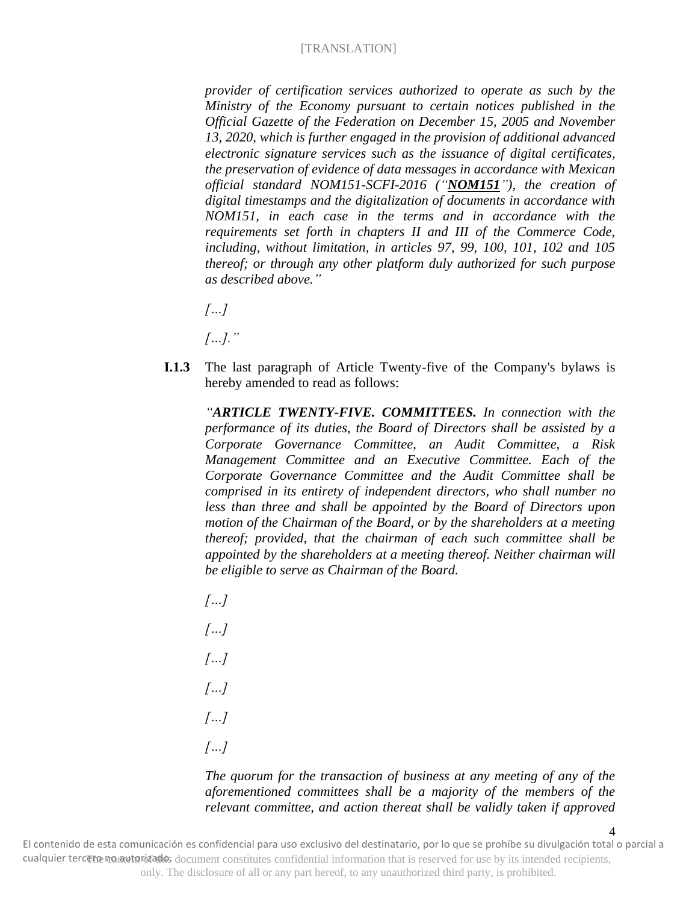*provider of certification services authorized to operate as such by the Ministry of the Economy pursuant to certain notices published in the Official Gazette of the Federation on December 15, 2005 and November 13, 2020, which is further engaged in the provision of additional advanced electronic signature services such as the issuance of digital certificates, the preservation of evidence of data messages in accordance with Mexican official standard NOM151-SCFI-2016 ("**NOM151**"), the creation of digital timestamps and the digitalization of documents in accordance with NOM151, in each case in the terms and in accordance with the requirements set forth in chapters II and III of the Commerce Code, including, without limitation, in articles 97, 99, 100, 101, 102 and 105 thereof; or through any other platform duly authorized for such purpose as described above."*

*[…]*

*[…]."*

**I.1.3** The last paragraph of Article Twenty-five of the Company's bylaws is hereby amended to read as follows:

*"**ARTICLE TWENTY-FIVE. COMMITTEES.** In connection with the performance of its duties, the Board of Directors shall be assisted by a Corporate Governance Committee, an Audit Committee, a Risk Management Committee and an Executive Committee. Each of the Corporate Governance Committee and the Audit Committee shall be comprised in its entirety of independent directors, who shall number no less than three and shall be appointed by the Board of Directors upon motion of the Chairman of the Board, or by the shareholders at a meeting thereof; provided, that the chairman of each such committee shall be appointed by the shareholders at a meeting thereof. Neither chairman will be eligible to serve as Chairman of the Board.*

*[…]*

*[…]*

*[…]*

*[…]*

*[…]*

*[…]*

*The quorum for the transaction of business at any meeting of any of the aforementioned committees shall be a majority of the members of the relevant committee, and action thereat shall be validly taken if approved*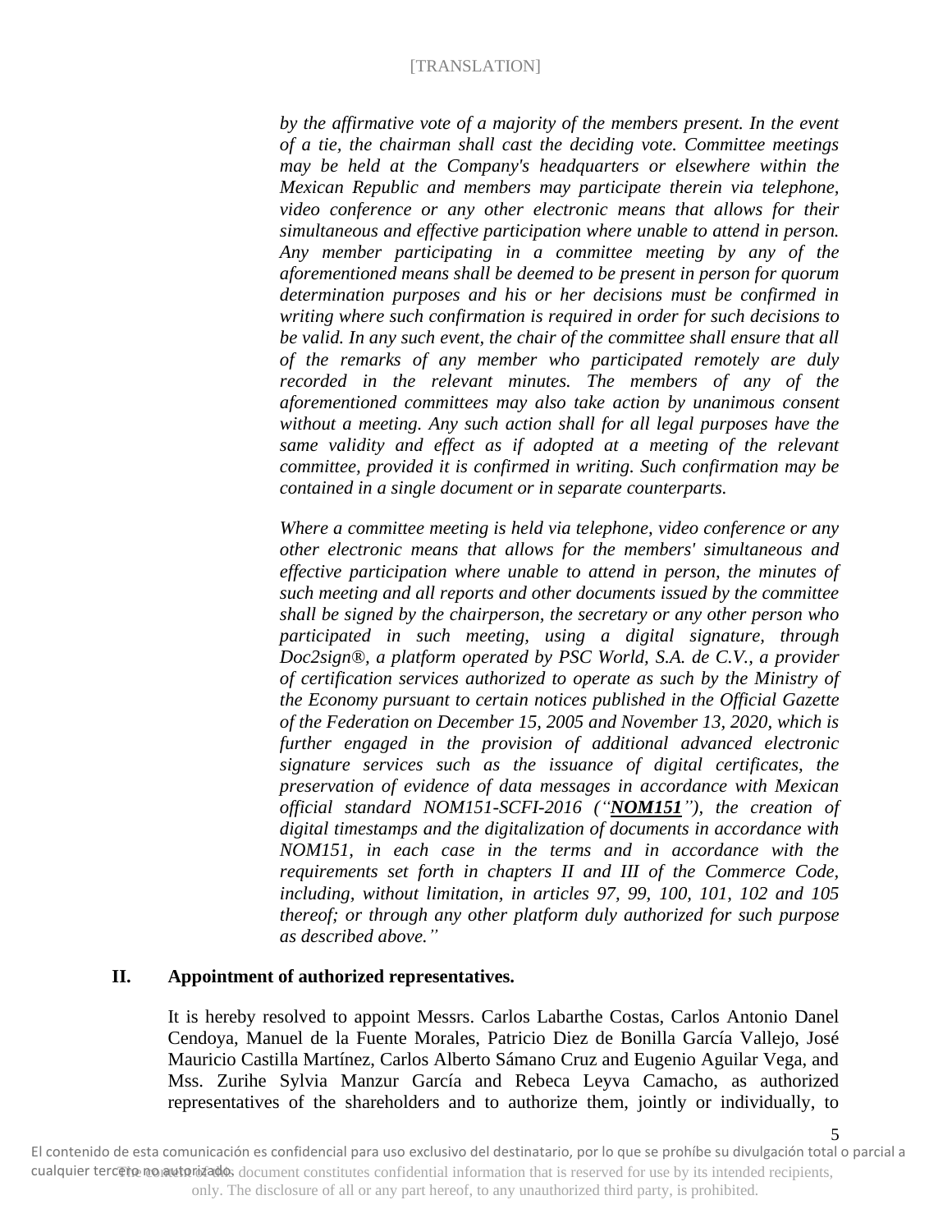*by the affirmative vote of a majority of the members present. In the event of a tie, the chairman shall cast the deciding vote. Committee meetings may be held at the Company's headquarters or elsewhere within the Mexican Republic and members may participate therein via telephone, video conference or any other electronic means that allows for their simultaneous and effective participation where unable to attend in person. Any member participating in a committee meeting by any of the aforementioned means shall be deemed to be present in person for quorum determination purposes and his or her decisions must be confirmed in writing where such confirmation is required in order for such decisions to be valid. In any such event, the chair of the committee shall ensure that all of the remarks of any member who participated remotely are duly recorded in the relevant minutes. The members of any of the aforementioned committees may also take action by unanimous consent without a meeting. Any such action shall for all legal purposes have the same validity and effect as if adopted at a meeting of the relevant committee, provided it is confirmed in writing. Such confirmation may be contained in a single document or in separate counterparts.*

*Where a committee meeting is held via telephone, video conference or any other electronic means that allows for the members' simultaneous and effective participation where unable to attend in person, the minutes of such meeting and all reports and other documents issued by the committee shall be signed by the chairperson, the secretary or any other person who participated in such meeting, using a digital signature, through Doc2sign®, a platform operated by PSC World, S.A. de C.V., a provider of certification services authorized to operate as such by the Ministry of the Economy pursuant to certain notices published in the Official Gazette of the Federation on December 15, 2005 and November 13, 2020, which is further engaged in the provision of additional advanced electronic signature services such as the issuance of digital certificates, the preservation of evidence of data messages in accordance with Mexican official standard NOM151-SCFI-2016 ("**NOM151**"), the creation of digital timestamps and the digitalization of documents in accordance with NOM151, in each case in the terms and in accordance with the requirements set forth in chapters II and III of the Commerce Code, including, without limitation, in articles 97, 99, 100, 101, 102 and 105 thereof; or through any other platform duly authorized for such purpose as described above."*

**II. Appointment of authorized representatives.**

It is hereby resolved to appoint Messrs. Carlos Labarthe Costas, Carlos Antonio Danel Cendoya, Manuel de la Fuente Morales, Patricio Diez de Bonilla García Vallejo, José Mauricio Castilla Martínez, Carlos Alberto Sámano Cruz and Eugenio Aguilar Vega, and Mss. Zurihe Sylvia Manzur García and Rebeca Leyva Camacho, as authorized representatives of the shareholders and to authorize them, jointly or individually, to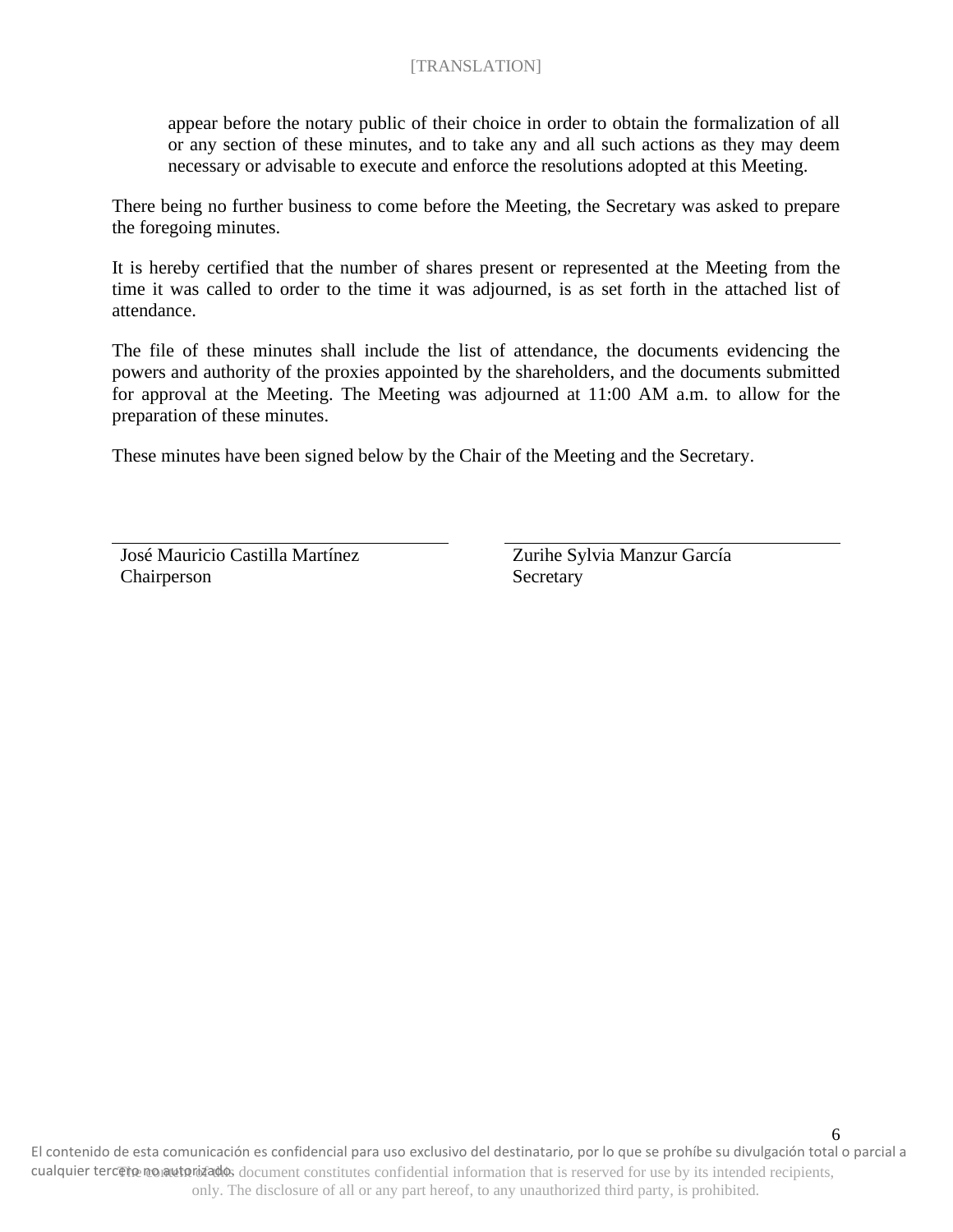appear before the notary public of their choice in order to obtain the formalization of all or any section of these minutes, and to take any and all such actions as they may deem necessary or advisable to execute and enforce the resolutions adopted at this Meeting.

There being no further business to come before the Meeting, the Secretary was asked to prepare the foregoing minutes.

It is hereby certified that the number of shares present or represented at the Meeting from the time it was called to order to the time it was adjourned, is as set forth in the attached list of attendance.

The file of these minutes shall include the list of attendance, the documents evidencing the powers and authority of the proxies appointed by the shareholders, and the documents submitted for approval at the Meeting. The Meeting was adjourned at 11:00 AM a.m. to allow for the preparation of these minutes.

These minutes have been signed below by the Chair of the Meeting and the Secretary.

| | |
|---|---|
| José Mauricio Castilla Martínez<br>Chairperson | Zurihe Sylvia Manzur García<br>Secretary |